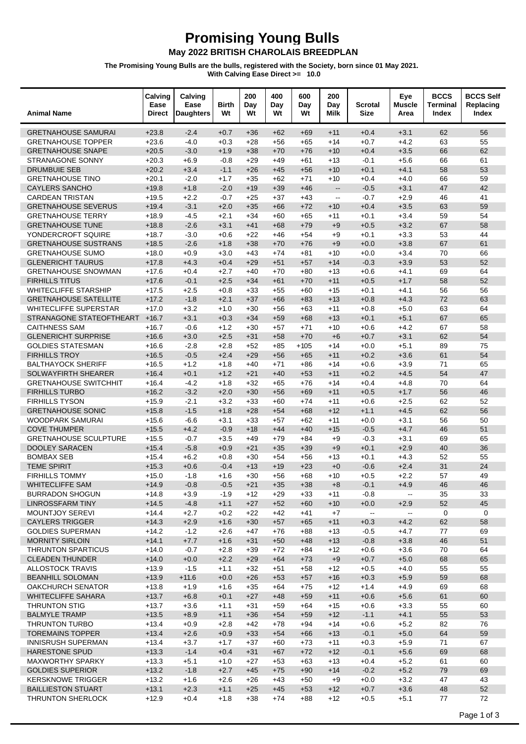# Promising Young Bulls

## May 2022 BRITISH CHAROLAIS BREEDPLAN

**The Promising Young Bulls are the bulls, registered with the Society, born since 01 May 2021.**
**With Calving Ease Direct >= 10.0**

| Animal Name | Calving Ease Direct | Calving Ease Daughters | Birth Wt | 200 Day Wt | 400 Day Wt | 600 Day Wt | 200 Day Milk | Scrotal Size | Eye Muscle Area | BCCS Terminal Index | BCCS Self Replacing Index |
|---|---|---|---|---|---|---|---|---|---|---|---|
| GRETNAHOUSE SAMURAI | +23.8 | -2.4 | +0.7 | +36 | +62 | +69 | +11 | +0.4 | +3.1 | 62 | 56 |
| GRETNAHOUSE TOPPER | +23.6 | -4.0 | +0.3 | +28 | +56 | +65 | +14 | +0.7 | +4.2 | 63 | 55 |
| GRETNAHOUSE SNAPE | +20.5 | -3.0 | +1.9 | +38 | +70 | +76 | +10 | +0.4 | +3.5 | 66 | 62 |
| STRANAGONE SONNY | +20.3 | +6.9 | -0.8 | +29 | +49 | +61 | +13 | -0.1 | +5.6 | 66 | 61 |
| DRUMBUIE SEB | +20.2 | +3.4 | -1.1 | +26 | +45 | +56 | +10 | +0.1 | +4.1 | 58 | 53 |
| GRETNAHOUSE TINO | +20.1 | -2.0 | +1.7 | +35 | +62 | +71 | +10 | +0.4 | +4.0 | 66 | 59 |
| CAYLERS SANCHO | +19.8 | +1.8 | -2.0 | +19 | +39 | +46 | -- | -0.5 | +3.1 | 47 | 42 |
| CARDEAN TRISTAN | +19.5 | +2.2 | -0.7 | +25 | +37 | +43 | -- | -0.7 | +2.9 | 46 | 41 |
| GRETNAHOUSE SEVERUS | +19.4 | -3.1 | +2.0 | +35 | +66 | +72 | +10 | +0.4 | +3.5 | 63 | 59 |
| GRETNAHOUSE TERRY | +18.9 | -4.5 | +2.1 | +34 | +60 | +65 | +11 | +0.1 | +3.4 | 59 | 54 |
| GRETNAHOUSE TUNE | +18.8 | -2.6 | +3.1 | +41 | +68 | +79 | +9 | +0.5 | +3.2 | 67 | 58 |
| YONDERCROFT SQUIRE | +18.7 | -3.0 | +0.6 | +22 | +46 | +54 | +9 | +0.1 | +3.3 | 53 | 44 |
| GRETNAHOUSE SUSTRANS | +18.5 | -2.6 | +1.8 | +38 | +70 | +76 | +9 | +0.0 | +3.8 | 67 | 61 |
| GRETNAHOUSE SUMO | +18.0 | +0.9 | +3.0 | +43 | +74 | +81 | +10 | +0.0 | +3.4 | 70 | 66 |
| GLENERICHT TAURUS | +17.8 | +4.3 | +0.4 | +29 | +51 | +57 | +14 | -0.3 | +3.9 | 53 | 52 |
| GRETNAHOUSE SNOWMAN | +17.6 | +0.4 | +2.7 | +40 | +70 | +80 | +13 | +0.6 | +4.1 | 69 | 64 |
| FIRHILLS TITUS | +17.6 | -0.1 | +2.5 | +34 | +61 | +70 | +11 | +0.5 | +1.7 | 58 | 52 |
| WHITECLIFFE STARSHIP | +17.5 | +2.5 | +0.8 | +33 | +55 | +60 | +15 | +0.1 | +4.1 | 56 | 56 |
| GRETNAHOUSE SATELLITE | +17.2 | -1.8 | +2.1 | +37 | +66 | +83 | +13 | +0.8 | +4.3 | 72 | 63 |
| WHITECLIFFE SUPERSTAR | +17.0 | +3.2 | +1.0 | +30 | +56 | +63 | +11 | +0.8 | +5.0 | 63 | 64 |
| STRANAGONE STATEOFTHEART | +16.7 | +3.1 | +0.3 | +34 | +59 | +68 | +13 | +0.1 | +5.1 | 67 | 65 |
| CAITHNESS SAM | +16.7 | -0.6 | +1.2 | +30 | +57 | +71 | +10 | +0.6 | +4.2 | 67 | 58 |
| GLENERICHT SURPRISE | +16.6 | +3.0 | +2.5 | +31 | +58 | +70 | +6 | +0.7 | +3.1 | 62 | 54 |
| GOLDIES STATESMAN | +16.6 | -2.8 | +2.8 | +52 | +85 | +105 | +14 | +0.0 | +5.1 | 89 | 75 |
| FIRHILLS TROY | +16.5 | -0.5 | +2.4 | +29 | +56 | +65 | +11 | +0.2 | +3.6 | 61 | 54 |
| BALTHAYOCK SHERIFF | +16.5 | +1.2 | +1.8 | +40 | +71 | +86 | +14 | +0.6 | +3.9 | 71 | 65 |
| SOLWAYFIRTH SHEARER | +16.4 | +0.1 | +1.2 | +21 | +40 | +53 | +11 | +0.2 | +4.5 | 54 | 47 |
| GRETNAHOUSE SWITCHHIT | +16.4 | -4.2 | +1.8 | +32 | +65 | +76 | +14 | +0.4 | +4.8 | 70 | 64 |
| FIRHILLS TURBO | +16.2 | -3.2 | +2.0 | +30 | +56 | +69 | +11 | +0.5 | +1.7 | 56 | 46 |
| FIRHILLS TYSON | +15.9 | -2.1 | +3.2 | +33 | +60 | +74 | +11 | +0.6 | +2.5 | 62 | 52 |
| GRETNAHOUSE SONIC | +15.8 | -1.5 | +1.8 | +28 | +54 | +68 | +12 | +1.1 | +4.5 | 62 | 56 |
| WOODPARK SAMURAI | +15.6 | -6.6 | +3.1 | +33 | +57 | +62 | +11 | +0.0 | +3.1 | 56 | 50 |
| COVE THUMPER | +15.5 | +4.2 | -0.9 | +18 | +44 | +40 | +15 | -0.5 | +4.7 | 46 | 51 |
| GRETNAHOUSE SCULPTURE | +15.5 | -0.7 | +3.5 | +49 | +79 | +84 | +9 | -0.3 | +3.1 | 69 | 65 |
| DOOLEY SARACEN | +15.4 | -5.8 | +0.9 | +21 | +35 | +39 | +9 | +0.1 | +2.9 | 40 | 36 |
| BOMBAX SEB | +15.4 | +6.2 | +0.8 | +30 | +54 | +56 | +13 | +0.1 | +4.3 | 52 | 55 |
| TEME SPIRIT | +15.3 | +0.6 | -0.4 | +13 | +19 | +23 | +0 | -0.6 | +2.4 | 31 | 24 |
| FIRHILLS TOMMY | +15.0 | -1.8 | +1.6 | +30 | +56 | +68 | +10 | +0.5 | +2.2 | 57 | 49 |
| WHITECLIFFE SAM | +14.9 | -0.8 | -0.5 | +21 | +35 | +38 | +8 | -0.1 | +4.9 | 46 | 46 |
| BURRADON SHOGUN | +14.8 | +3.9 | -1.9 | +12 | +29 | +33 | +11 | -0.8 | -- | 35 | 33 |
| LINROSSFARM TINY | +14.5 | -4.8 | +1.1 | +27 | +52 | +60 | +10 | +0.0 | +2.9 | 52 | 45 |
| MOUNTJOY SEREVI | +14.4 | +2.7 | +0.2 | +22 | +42 | +41 | +7 | -- | -- | 0 | 0 |
| CAYLERS TRIGGER | +14.3 | +2.9 | +1.6 | +30 | +57 | +65 | +11 | +0.3 | +4.2 | 62 | 58 |
| GOLDIES SUPERMAN | +14.2 | -1.2 | +2.6 | +47 | +76 | +88 | +13 | -0.5 | +4.7 | 77 | 69 |
| MORNITY SIRLOIN | +14.1 | +7.7 | +1.6 | +31 | +50 | +48 | +13 | -0.8 | +3.8 | 46 | 51 |
| THRUNTON SPARTICUS | +14.0 | -0.7 | +2.8 | +39 | +72 | +84 | +12 | +0.6 | +3.6 | 70 | 64 |
| CLEADEN THUNDER | +14.0 | +0.0 | +2.2 | +29 | +64 | +73 | +9 | +0.7 | +5.0 | 68 | 65 |
| ALLOSTOCK TRAVIS | +13.9 | -1.5 | +1.1 | +32 | +51 | +58 | +12 | +0.5 | +4.0 | 55 | 55 |
| BEANHILL SOLOMAN | +13.9 | +11.6 | +0.0 | +26 | +53 | +57 | +16 | +0.3 | +5.9 | 59 | 68 |
| OAKCHURCH SENATOR | +13.8 | +1.9 | +1.6 | +35 | +64 | +75 | +12 | +1.4 | +4.9 | 69 | 68 |
| WHITECLIFFE SAHARA | +13.7 | +6.8 | +0.1 | +27 | +48 | +59 | +11 | +0.6 | +5.6 | 61 | 60 |
| THRUNTON STIG | +13.7 | +3.6 | +1.1 | +31 | +59 | +64 | +15 | +0.6 | +3.3 | 55 | 60 |
| BALMYLE TRAMP | +13.5 | +8.9 | +1.1 | +36 | +54 | +59 | +12 | -1.1 | +4.1 | 55 | 53 |
| THRUNTON TURBO | +13.4 | +0.9 | +2.8 | +42 | +78 | +94 | +14 | +0.6 | +5.2 | 82 | 76 |
| TOREMAINS TOPPER | +13.4 | +2.6 | +0.9 | +33 | +54 | +66 | +13 | -0.1 | +5.0 | 64 | 59 |
| INNISRUSH SUPERMAN | +13.4 | +3.7 | +1.7 | +37 | +60 | +73 | +11 | +0.3 | +5.9 | 71 | 67 |
| HARESTONE SPUD | +13.3 | -1.4 | +0.4 | +31 | +67 | +72 | +12 | -0.1 | +5.6 | 69 | 68 |
| MAXWORTHY SPARKY | +13.3 | +5.1 | +1.0 | +27 | +53 | +63 | +13 | +0.4 | +5.2 | 61 | 60 |
| GOLDIES SUPERIOR | +13.2 | -1.8 | +2.7 | +45 | +75 | +90 | +14 | -0.2 | +5.2 | 79 | 69 |
| KERSKNOWE TRIGGER | +13.2 | +1.6 | +2.6 | +26 | +43 | +50 | +9 | +0.0 | +3.2 | 47 | 43 |
| BAILLIESTON STUART | +13.1 | +2.3 | +1.1 | +25 | +45 | +53 | +12 | +0.7 | +3.6 | 48 | 52 |
| THRUNTON SHERLOCK | +12.9 | +0.4 | +1.8 | +38 | +74 | +88 | +12 | +0.5 | +5.1 | 77 | 72 |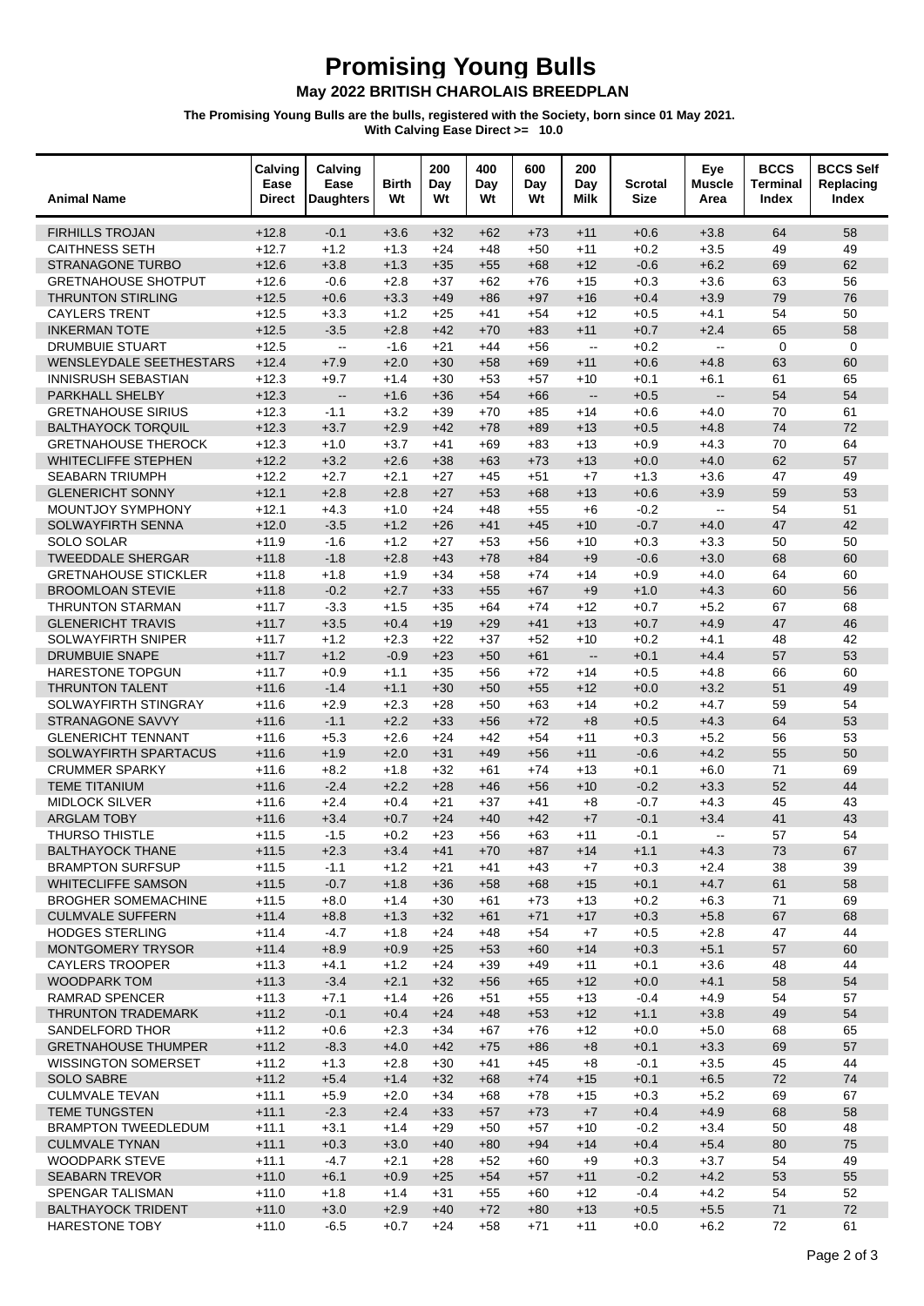# Promising Young Bulls

## May 2022 BRITISH CHAROLAIS BREEDPLAN

**The Promising Young Bulls are the bulls, registered with the Society, born since 01 May 2021.**
**With Calving Ease Direct >= 10.0**

| Animal Name | Calving Ease Direct | Calving Ease Daughters | Birth Wt | 200 Day Wt | 400 Day Wt | 600 Day Wt | 200 Day Milk | Scrotal Size | Eye Muscle Area | BCCS Terminal Index | BCCS Self Replacing Index |
|---|---|---|---|---|---|---|---|---|---|---|---|
| FIRHILLS TROJAN | +12.8 | -0.1 | +3.6 | +32 | +62 | +73 | +11 | +0.6 | +3.8 | 64 | 58 |
| CAITHNESS SETH | +12.7 | +1.2 | +1.3 | +24 | +48 | +50 | +11 | +0.2 | +3.5 | 49 | 49 |
| STRANAGONE TURBO | +12.6 | +3.8 | +1.3 | +35 | +55 | +68 | +12 | -0.6 | +6.2 | 69 | 62 |
| GRETNAHOUSE SHOTPUT | +12.6 | -0.6 | +2.8 | +37 | +62 | +76 | +15 | +0.3 | +3.6 | 63 | 56 |
| THRUNTON STIRLING | +12.5 | +0.6 | +3.3 | +49 | +86 | +97 | +16 | +0.4 | +3.9 | 79 | 76 |
| CAYLERS TRENT | +12.5 | +3.3 | +1.2 | +25 | +41 | +54 | +12 | +0.5 | +4.1 | 54 | 50 |
| INKERMAN TOTE | +12.5 | -3.5 | +2.8 | +42 | +70 | +83 | +11 | +0.7 | +2.4 | 65 | 58 |
| DRUMBUIE STUART | +12.5 | -- | -1.6 | +21 | +44 | +56 | -- | +0.2 | -- | 0 | 0 |
| WENSLEYDALE SEETHESTARS | +12.4 | +7.9 | +2.0 | +30 | +58 | +69 | +11 | +0.6 | +4.8 | 63 | 60 |
| INNISRUSH SEBASTIAN | +12.3 | +9.7 | +1.4 | +30 | +53 | +57 | +10 | +0.1 | +6.1 | 61 | 65 |
| PARKHALL SHELBY | +12.3 | -- | +1.6 | +36 | +54 | +66 | -- | +0.5 | -- | 54 | 54 |
| GRETNAHOUSE SIRIUS | +12.3 | -1.1 | +3.2 | +39 | +70 | +85 | +14 | +0.6 | +4.0 | 70 | 61 |
| BALTHAYOCK TORQUIL | +12.3 | +3.7 | +2.9 | +42 | +78 | +89 | +13 | +0.5 | +4.8 | 74 | 72 |
| GRETNAHOUSE THEROCK | +12.3 | +1.0 | +3.7 | +41 | +69 | +83 | +13 | +0.9 | +4.3 | 70 | 64 |
| WHITECLIFFE STEPHEN | +12.2 | +3.2 | +2.6 | +38 | +63 | +73 | +13 | +0.0 | +4.0 | 62 | 57 |
| SEABARN TRIUMPH | +12.2 | +2.7 | +2.1 | +27 | +45 | +51 | +7 | +1.3 | +3.6 | 47 | 49 |
| GLENERICHT SONNY | +12.1 | +2.8 | +2.8 | +27 | +53 | +68 | +13 | +0.6 | +3.9 | 59 | 53 |
| MOUNTJOY SYMPHONY | +12.1 | +4.3 | +1.0 | +24 | +48 | +55 | +6 | -0.2 | -- | 54 | 51 |
| SOLWAYFIRTH SENNA | +12.0 | -3.5 | +1.2 | +26 | +41 | +45 | +10 | -0.7 | +4.0 | 47 | 42 |
| SOLO SOLAR | +11.9 | -1.6 | +1.2 | +27 | +53 | +56 | +10 | +0.3 | +3.3 | 50 | 50 |
| TWEEDDALE SHERGAR | +11.8 | -1.8 | +2.8 | +43 | +78 | +84 | +9 | -0.6 | +3.0 | 68 | 60 |
| GRETNAHOUSE STICKLER | +11.8 | +1.8 | +1.9 | +34 | +58 | +74 | +14 | +0.9 | +4.0 | 64 | 60 |
| BROOMLOAN STEVIE | +11.8 | -0.2 | +2.7 | +33 | +55 | +67 | +9 | +1.0 | +4.3 | 60 | 56 |
| THRUNTON STARMAN | +11.7 | -3.3 | +1.5 | +35 | +64 | +74 | +12 | +0.7 | +5.2 | 67 | 68 |
| GLENERICHT TRAVIS | +11.7 | +3.5 | +0.4 | +19 | +29 | +41 | +13 | +0.7 | +4.9 | 47 | 46 |
| SOLWAYFIRTH SNIPER | +11.7 | +1.2 | +2.3 | +22 | +37 | +52 | +10 | +0.2 | +4.1 | 48 | 42 |
| DRUMBUIE SNAPE | +11.7 | +1.2 | -0.9 | +23 | +50 | +61 | -- | +0.1 | +4.4 | 57 | 53 |
| HARESTONE TOPGUN | +11.7 | +0.9 | +1.1 | +35 | +56 | +72 | +14 | +0.5 | +4.8 | 66 | 60 |
| THRUNTON TALENT | +11.6 | -1.4 | +1.1 | +30 | +50 | +55 | +12 | +0.0 | +3.2 | 51 | 49 |
| SOLWAYFIRTH STINGRAY | +11.6 | +2.9 | +2.3 | +28 | +50 | +63 | +14 | +0.2 | +4.7 | 59 | 54 |
| STRANAGONE SAVVY | +11.6 | -1.1 | +2.2 | +33 | +56 | +72 | +8 | +0.5 | +4.3 | 64 | 53 |
| GLENERICHT TENNANT | +11.6 | +5.3 | +2.6 | +24 | +42 | +54 | +11 | +0.3 | +5.2 | 56 | 53 |
| SOLWAYFIRTH SPARTACUS | +11.6 | +1.9 | +2.0 | +31 | +49 | +56 | +11 | -0.6 | +4.2 | 55 | 50 |
| CRUMMER SPARKY | +11.6 | +8.2 | +1.8 | +32 | +61 | +74 | +13 | +0.1 | +6.0 | 71 | 69 |
| TEME TITANIUM | +11.6 | -2.4 | +2.2 | +28 | +46 | +56 | +10 | -0.2 | +3.3 | 52 | 44 |
| MIDLOCK SILVER | +11.6 | +2.4 | +0.4 | +21 | +37 | +41 | +8 | -0.7 | +4.3 | 45 | 43 |
| ARGLAM TOBY | +11.6 | +3.4 | +0.7 | +24 | +40 | +42 | +7 | -0.1 | +3.4 | 41 | 43 |
| THURSO THISTLE | +11.5 | -1.5 | +0.2 | +23 | +56 | +63 | +11 | -0.1 | -- | 57 | 54 |
| BALTHAYOCK THANE | +11.5 | +2.3 | +3.4 | +41 | +70 | +87 | +14 | +1.1 | +4.3 | 73 | 67 |
| BRAMPTON SURFSUP | +11.5 | -1.1 | +1.2 | +21 | +41 | +43 | +7 | +0.3 | +2.4 | 38 | 39 |
| WHITECLIFFE SAMSON | +11.5 | -0.7 | +1.8 | +36 | +58 | +68 | +15 | +0.1 | +4.7 | 61 | 58 |
| BROGHER SOMEMACHINE | +11.5 | +8.0 | +1.4 | +30 | +61 | +73 | +13 | +0.2 | +6.3 | 71 | 69 |
| CULMVALE SUFFERN | +11.4 | +8.8 | +1.3 | +32 | +61 | +71 | +17 | +0.3 | +5.8 | 67 | 68 |
| HODGES STERLING | +11.4 | -4.7 | +1.8 | +24 | +48 | +54 | +7 | +0.5 | +2.8 | 47 | 44 |
| MONTGOMERY TRYSOR | +11.4 | +8.9 | +0.9 | +25 | +53 | +60 | +14 | +0.3 | +5.1 | 57 | 60 |
| CAYLERS TROOPER | +11.3 | +4.1 | +1.2 | +24 | +39 | +49 | +11 | +0.1 | +3.6 | 48 | 44 |
| WOODPARK TOM | +11.3 | -3.4 | +2.1 | +32 | +56 | +65 | +12 | +0.0 | +4.1 | 58 | 54 |
| RAMRAD SPENCER | +11.3 | +7.1 | +1.4 | +26 | +51 | +55 | +13 | -0.4 | +4.9 | 54 | 57 |
| THRUNTON TRADEMARK | +11.2 | -0.1 | +0.4 | +24 | +48 | +53 | +12 | +1.1 | +3.8 | 49 | 54 |
| SANDELFORD THOR | +11.2 | +0.6 | +2.3 | +34 | +67 | +76 | +12 | +0.0 | +5.0 | 68 | 65 |
| GRETNAHOUSE THUMPER | +11.2 | -8.3 | +4.0 | +42 | +75 | +86 | +8 | +0.1 | +3.3 | 69 | 57 |
| WISSINGTON SOMERSET | +11.2 | +1.3 | +2.8 | +30 | +41 | +45 | +8 | -0.1 | +3.5 | 45 | 44 |
| SOLO SABRE | +11.2 | +5.4 | +1.4 | +32 | +68 | +74 | +15 | +0.1 | +6.5 | 72 | 74 |
| CULMVALE TEVAN | +11.1 | +5.9 | +2.0 | +34 | +68 | +78 | +15 | +0.3 | +5.2 | 69 | 67 |
| TEME TUNGSTEN | +11.1 | -2.3 | +2.4 | +33 | +57 | +73 | +7 | +0.4 | +4.9 | 68 | 58 |
| BRAMPTON TWEEDLEDUM | +11.1 | +3.1 | +1.4 | +29 | +50 | +57 | +10 | -0.2 | +3.4 | 50 | 48 |
| CULMVALE TYNAN | +11.1 | +0.3 | +3.0 | +40 | +80 | +94 | +14 | +0.4 | +5.4 | 80 | 75 |
| WOODPARK STEVE | +11.1 | -4.7 | +2.1 | +28 | +52 | +60 | +9 | +0.3 | +3.7 | 54 | 49 |
| SEABARN TREVOR | +11.0 | +6.1 | +0.9 | +25 | +54 | +57 | +11 | -0.2 | +4.2 | 53 | 55 |
| SPENGAR TALISMAN | +11.0 | +1.8 | +1.4 | +31 | +55 | +60 | +12 | -0.4 | +4.2 | 54 | 52 |
| BALTHAYOCK TRIDENT | +11.0 | +3.0 | +2.9 | +40 | +72 | +80 | +13 | +0.5 | +5.5 | 71 | 72 |
| HARESTONE TOBY | +11.0 | -6.5 | +0.7 | +24 | +58 | +71 | +11 | +0.0 | +6.2 | 72 | 61 |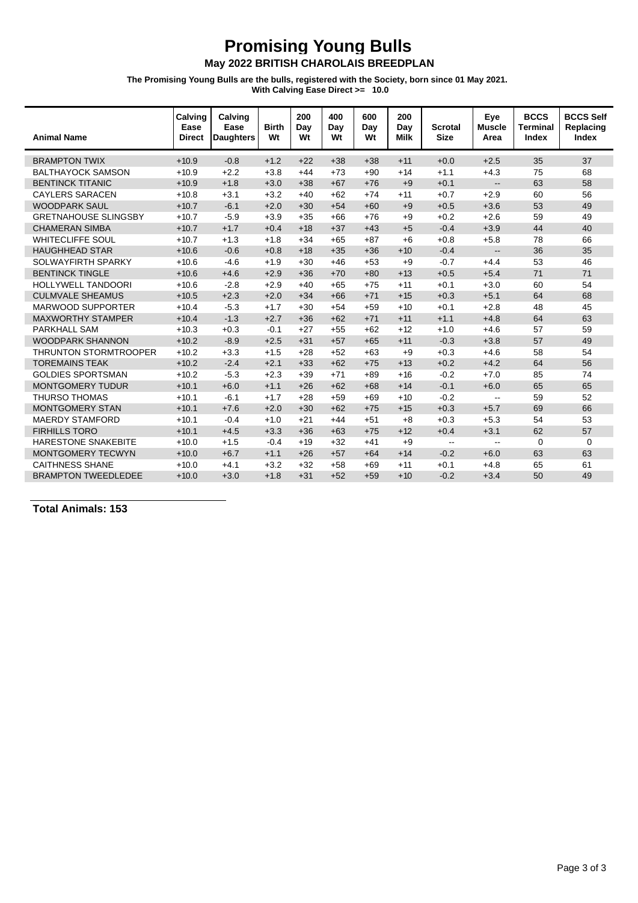# Promising Young Bulls

## May 2022 BRITISH CHAROLAIS BREEDPLAN

**The Promising Young Bulls are the bulls, registered with the Society, born since 01 May 2021.**
**With Calving Ease Direct >= 10.0**

| Animal Name | Calving Ease Direct | Calving Ease Daughters | Birth Wt | 200 Day Wt | 400 Day Wt | 600 Day Wt | 200 Day Milk | Scrotal Size | Eye Muscle Area | BCCS Terminal Index | BCCS Self Replacing Index |
|---|---|---|---|---|---|---|---|---|---|---|---|
| BRAMPTON TWIX | +10.9 | -0.8 | +1.2 | +22 | +38 | +38 | +11 | +0.0 | +2.5 | 35 | 37 |
| BALTHAYOCK SAMSON | +10.9 | +2.2 | +3.8 | +44 | +73 | +90 | +14 | +1.1 | +4.3 | 75 | 68 |
| BENTINCK TITANIC | +10.9 | +1.8 | +3.0 | +38 | +67 | +76 | +9 | +0.1 | -- | 63 | 58 |
| CAYLERS SARACEN | +10.8 | +3.1 | +3.2 | +40 | +62 | +74 | +11 | +0.7 | +2.9 | 60 | 56 |
| WOODPARK SAUL | +10.7 | -6.1 | +2.0 | +30 | +54 | +60 | +9 | +0.5 | +3.6 | 53 | 49 |
| GRETNAHOUSE SLINGSBY | +10.7 | -5.9 | +3.9 | +35 | +66 | +76 | +9 | +0.2 | +2.6 | 59 | 49 |
| CHAMERAN SIMBA | +10.7 | +1.7 | +0.4 | +18 | +37 | +43 | +5 | -0.4 | +3.9 | 44 | 40 |
| WHITECLIFFE SOUL | +10.7 | +1.3 | +1.8 | +34 | +65 | +87 | +6 | +0.8 | +5.8 | 78 | 66 |
| HAUGHHEAD STAR | +10.6 | -0.6 | +0.8 | +18 | +35 | +36 | +10 | -0.4 | -- | 36 | 35 |
| SOLWAYFIRTH SPARKY | +10.6 | -4.6 | +1.9 | +30 | +46 | +53 | +9 | -0.7 | +4.4 | 53 | 46 |
| BENTINCK TINGLE | +10.6 | +4.6 | +2.9 | +36 | +70 | +80 | +13 | +0.5 | +5.4 | 71 | 71 |
| HOLLYWELL TANDOORI | +10.6 | -2.8 | +2.9 | +40 | +65 | +75 | +11 | +0.1 | +3.0 | 60 | 54 |
| CULMVALE SHEAMUS | +10.5 | +2.3 | +2.0 | +34 | +66 | +71 | +15 | +0.3 | +5.1 | 64 | 68 |
| MARWOOD SUPPORTER | +10.4 | -5.3 | +1.7 | +30 | +54 | +59 | +10 | +0.1 | +2.8 | 48 | 45 |
| MAXWORTHY STAMPER | +10.4 | -1.3 | +2.7 | +36 | +62 | +71 | +11 | +1.1 | +4.8 | 64 | 63 |
| PARKHALL SAM | +10.3 | +0.3 | -0.1 | +27 | +55 | +62 | +12 | +1.0 | +4.6 | 57 | 59 |
| WOODPARK SHANNON | +10.2 | -8.9 | +2.5 | +31 | +57 | +65 | +11 | -0.3 | +3.8 | 57 | 49 |
| THRUNTON STORMTROOPER | +10.2 | +3.3 | +1.5 | +28 | +52 | +63 | +9 | +0.3 | +4.6 | 58 | 54 |
| TOREMAINS TEAK | +10.2 | -2.4 | +2.1 | +33 | +62 | +75 | +13 | +0.2 | +4.2 | 64 | 56 |
| GOLDIES SPORTSMAN | +10.2 | -5.3 | +2.3 | +39 | +71 | +89 | +16 | -0.2 | +7.0 | 85 | 74 |
| MONTGOMERY TUDUR | +10.1 | +6.0 | +1.1 | +26 | +62 | +68 | +14 | -0.1 | +6.0 | 65 | 65 |
| THURSO THOMAS | +10.1 | -6.1 | +1.7 | +28 | +59 | +69 | +10 | -0.2 | -- | 59 | 52 |
| MONTGOMERY STAN | +10.1 | +7.6 | +2.0 | +30 | +62 | +75 | +15 | +0.3 | +5.7 | 69 | 66 |
| MAERDY STAMFORD | +10.1 | -0.4 | +1.0 | +21 | +44 | +51 | +8 | +0.3 | +5.3 | 54 | 53 |
| FIRHILLS TORO | +10.1 | +4.5 | +3.3 | +36 | +63 | +75 | +12 | +0.4 | +3.1 | 62 | 57 |
| HARESTONE SNAKEBITE | +10.0 | +1.5 | -0.4 | +19 | +32 | +41 | +9 | -- | -- | 0 | 0 |
| MONTGOMERY TECWYN | +10.0 | +6.7 | +1.1 | +26 | +57 | +64 | +14 | -0.2 | +6.0 | 63 | 63 |
| CAITHNESS SHANE | +10.0 | +4.1 | +3.2 | +32 | +58 | +69 | +11 | +0.1 | +4.8 | 65 | 61 |
| BRAMPTON TWEEDLEDEE | +10.0 | +3.0 | +1.8 | +31 | +52 | +59 | +10 | -0.2 | +3.4 | 50 | 49 |

**Total Animals: 153**